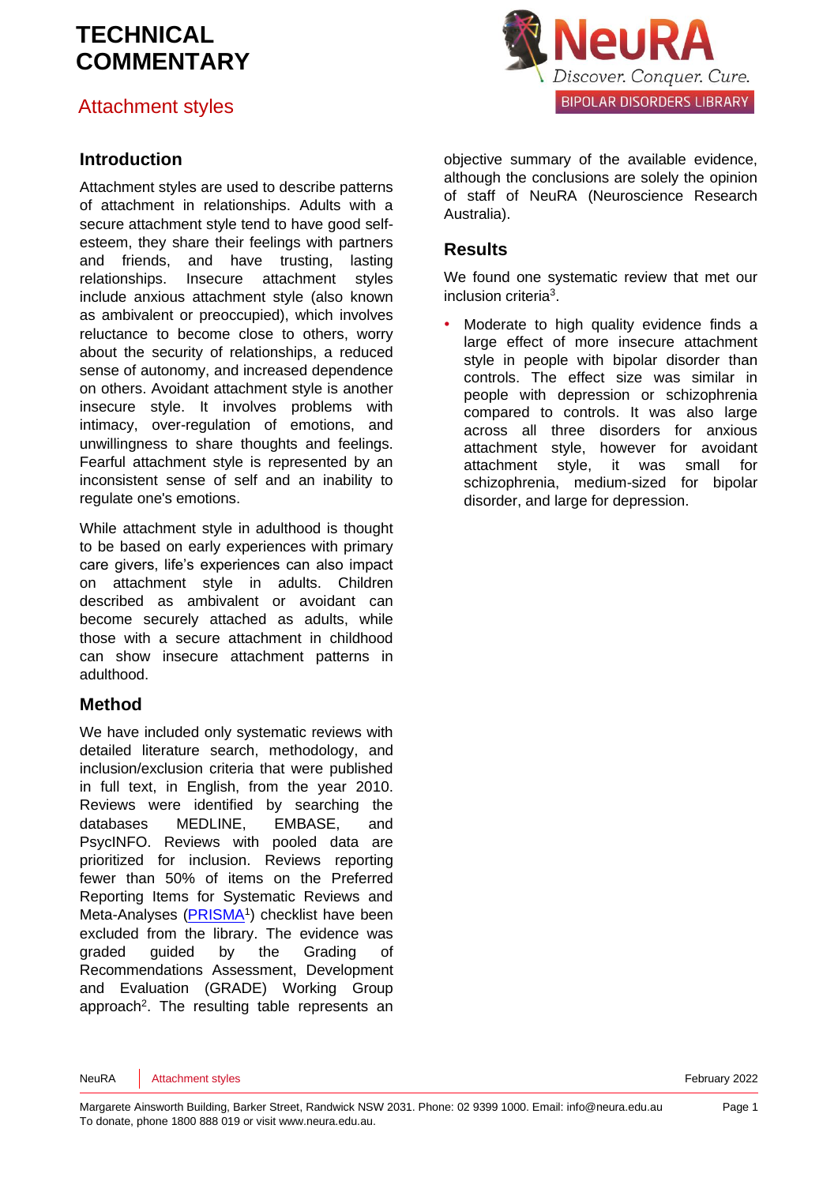# TECHNICAL COMMENTARY

## Attachment styles

### Introduction

Attachment styles are used to describe patterns of attachment in relationships. Adults with a secure attachment style tend to have good self-esteem, they share their feelings with partners and friends, and have trusting, lasting relationships. Insecure attachment styles include anxious attachment style (also known as ambivalent or preoccupied), which involves reluctance to become close to others, worry about the security of relationships, a reduced sense of autonomy, and increased dependence on others. Avoidant attachment style is another insecure style. It involves problems with intimacy, over-regulation of emotions, and unwillingness to share thoughts and feelings. Fearful attachment style is represented by an inconsistent sense of self and an inability to regulate one's emotions.

While attachment style in adulthood is thought to be based on early experiences with primary care givers, life's experiences can also impact on attachment style in adults. Children described as ambivalent or avoidant can become securely attached as adults, while those with a secure attachment in childhood can show insecure attachment patterns in adulthood.

### Method

We have included only systematic reviews with detailed literature search, methodology, and inclusion/exclusion criteria that were published in full text, in English, from the year 2010. Reviews were identified by searching the databases MEDLINE, EMBASE, and PsycINFO. Reviews with pooled data are prioritized for inclusion. Reviews reporting fewer than 50% of items on the Preferred Reporting Items for Systematic Reviews and Meta-Analyses (PRISMA[1]) checklist have been excluded from the library. The evidence was graded guided by the Grading of Recommendations Assessment, Development and Evaluation (GRADE) Working Group approach[2]. The resulting table represents an objective summary of the available evidence, although the conclusions are solely the opinion of staff of NeuRA (Neuroscience Research Australia).

### Results

We found one systematic review that met our inclusion criteria[3].

- Moderate to high quality evidence finds a large effect of more insecure attachment style in people with bipolar disorder than controls. The effect size was similar in people with depression or schizophrenia compared to controls. It was also large across all three disorders for anxious attachment style, however for avoidant attachment style, it was small for schizophrenia, medium-sized for bipolar disorder, and large for depression.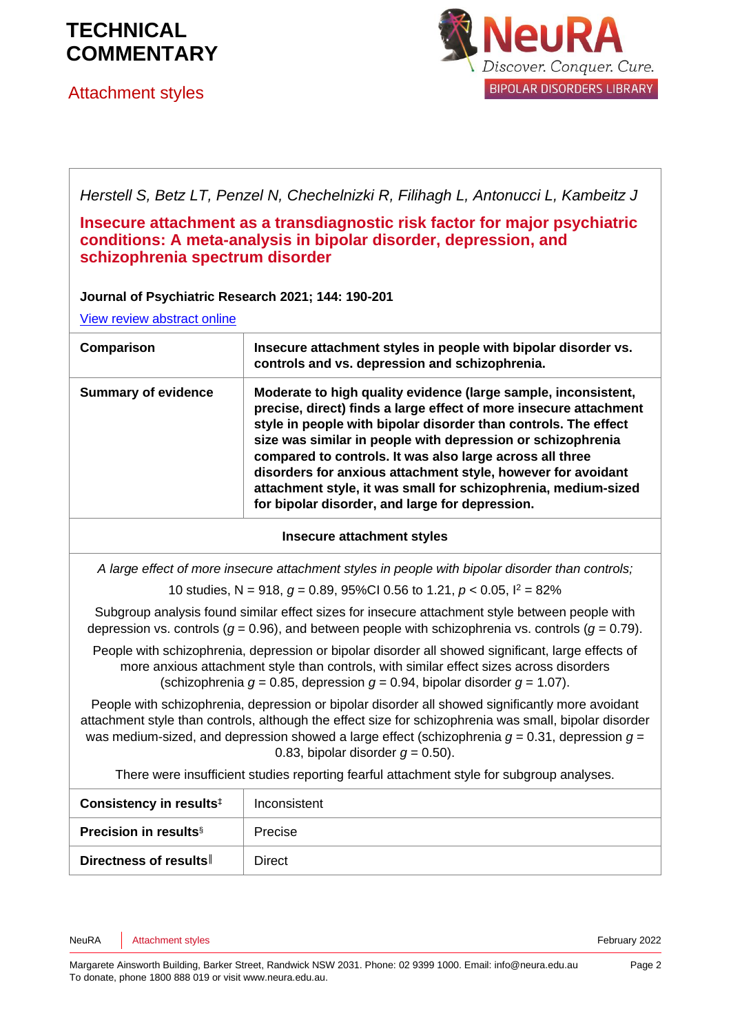# TECHNICAL COMMENTARY

## Attachment styles

*Herstell S, Betz LT, Penzel N, Chechelnizki R, Filihagh L, Antonucci L, Kambeitz J*

**Insecure attachment as a transdiagnostic risk factor for major psychiatric conditions: A meta-analysis in bipolar disorder, depression, and schizophrenia spectrum disorder**

**Journal of Psychiatric Research 2021; 144: 190-201**

[View review abstract online]

| **Comparison** | **Insecure attachment styles in people with bipolar disorder vs. controls and vs. depression and schizophrenia.** |
|---|---|
| **Summary of evidence** | **Moderate to high quality evidence (large sample, inconsistent, precise, direct) finds a large effect of more insecure attachment style in people with bipolar disorder than controls. The effect size was similar in people with depression or schizophrenia compared to controls. It was also large across all three disorders for anxious attachment style, however for avoidant attachment style, it was small for schizophrenia, medium-sized for bipolar disorder, and large for depression.** |

**Insecure attachment styles**

*A large effect of more insecure attachment styles in people with bipolar disorder than controls;*

10 studies, N = 918, $g = 0.89$, 95%CI 0.56 to 1.21, $p < 0.05$, $I^2 = 82\%$

Subgroup analysis found similar effect sizes for insecure attachment style between people with depression vs. controls ($g = 0.96$), and between people with schizophrenia vs. controls ($g = 0.79$).

People with schizophrenia, depression or bipolar disorder all showed significant, large effects of more anxious attachment style than controls, with similar effect sizes across disorders (schizophrenia $g = 0.85$, depression $g = 0.94$, bipolar disorder $g = 1.07$).

People with schizophrenia, depression or bipolar disorder all showed significantly more avoidant attachment style than controls, although the effect size for schizophrenia was small, bipolar disorder was medium-sized, and depression showed a large effect (schizophrenia $g = 0.31$, depression $g = 0.83$, bipolar disorder $g = 0.50$).

There were insufficient studies reporting fearful attachment style for subgroup analyses.

| **Consistency in results**[‡] | Inconsistent |
|---|---|
| **Precision in results**[§] | Precise |
| **Directness of results**[‖] | Direct |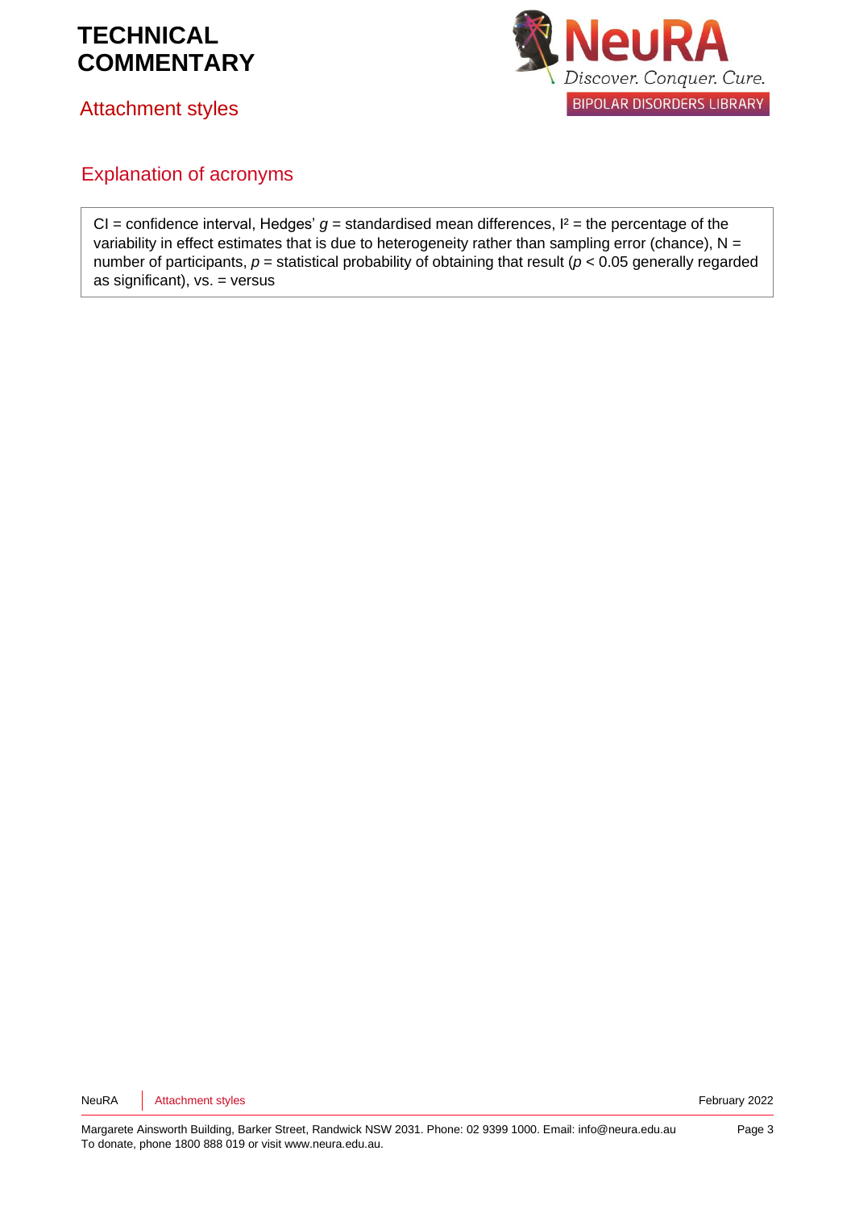## Explanation of acronyms

CI = confidence interval, Hedges' *g* = standardised mean differences, $I^2$ = the percentage of the variability in effect estimates that is due to heterogeneity rather than sampling error (chance), N = number of participants, *p* = statistical probability of obtaining that result ($p < 0.05$ generally regarded as significant), vs. = versus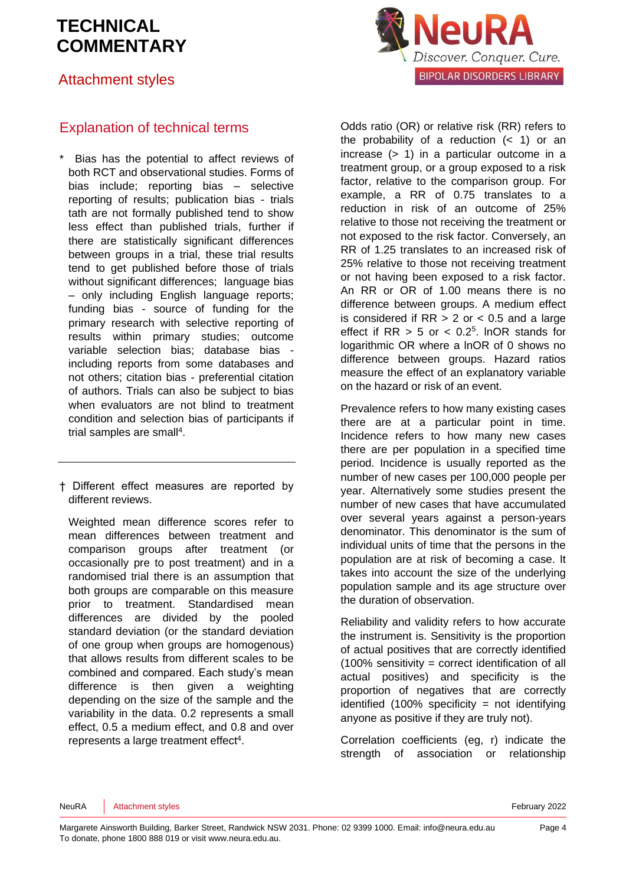## Explanation of technical terms

\* Bias has the potential to affect reviews of both RCT and observational studies. Forms of bias include; reporting bias – selective reporting of results; publication bias - trials tath are not formally published tend to show less effect than published trials, further if there are statistically significant differences between groups in a trial, these trial results tend to get published before those of trials without significant differences; language bias – only including English language reports; funding bias - source of funding for the primary research with selective reporting of results within primary studies; outcome variable selection bias; database bias - including reports from some databases and not others; citation bias - preferential citation of authors. Trials can also be subject to bias when evaluators are not blind to treatment condition and selection bias of participants if trial samples are small[4].

---

† Different effect measures are reported by different reviews.

Weighted mean difference scores refer to mean differences between treatment and comparison groups after treatment (or occasionally pre to post treatment) and in a randomised trial there is an assumption that both groups are comparable on this measure prior to treatment. Standardised mean differences are divided by the pooled standard deviation (or the standard deviation of one group when groups are homogenous) that allows results from different scales to be combined and compared. Each study's mean difference is then given a weighting depending on the size of the sample and the variability in the data. 0.2 represents a small effect, 0.5 a medium effect, and 0.8 and over represents a large treatment effect[4].

Odds ratio (OR) or relative risk (RR) refers to the probability of a reduction (< 1) or an increase (> 1) in a particular outcome in a treatment group, or a group exposed to a risk factor, relative to the comparison group. For example, a RR of 0.75 translates to a reduction in risk of an outcome of 25% relative to those not receiving the treatment or not exposed to the risk factor. Conversely, an RR of 1.25 translates to an increased risk of 25% relative to those not receiving treatment or not having been exposed to a risk factor. An RR or OR of 1.00 means there is no difference between groups. A medium effect is considered if RR > 2 or < 0.5 and a large effect if RR > 5 or < 0.2[5]. lnOR stands for logarithmic OR where a lnOR of 0 shows no difference between groups. Hazard ratios measure the effect of an explanatory variable on the hazard or risk of an event.

Prevalence refers to how many existing cases there are at a particular point in time. Incidence refers to how many new cases there are per population in a specified time period. Incidence is usually reported as the number of new cases per 100,000 people per year. Alternatively some studies present the number of new cases that have accumulated over several years against a person-years denominator. This denominator is the sum of individual units of time that the persons in the population are at risk of becoming a case. It takes into account the size of the underlying population sample and its age structure over the duration of observation.

Reliability and validity refers to how accurate the instrument is. Sensitivity is the proportion of actual positives that are correctly identified (100% sensitivity = correct identification of all actual positives) and specificity is the proportion of negatives that are correctly identified (100% specificity = not identifying anyone as positive if they are truly not).

Correlation coefficients (eg, r) indicate the strength of association or relationship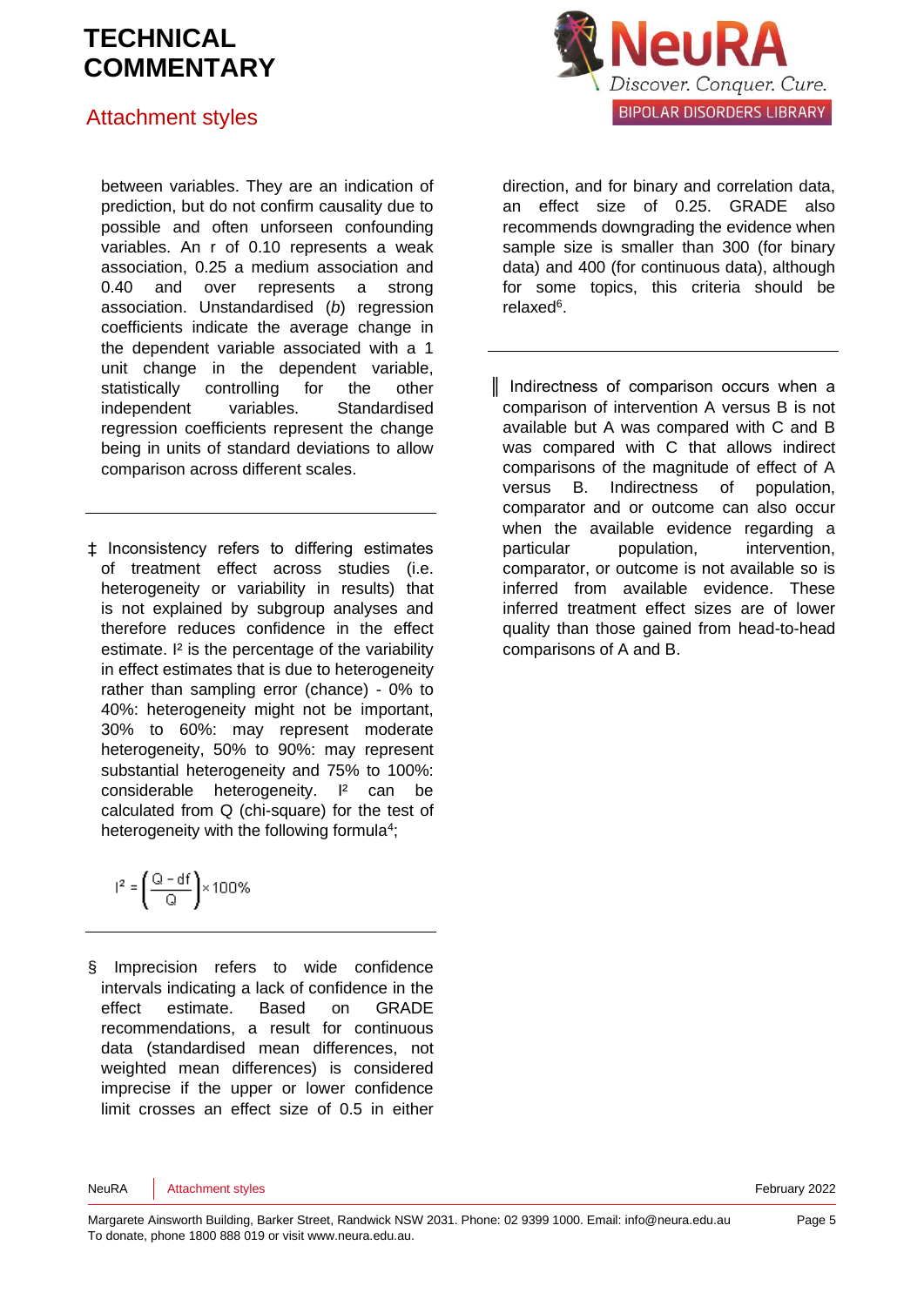between variables. They are an indication of prediction, but do not confirm causality due to possible and often unforseen confounding variables. An r of 0.10 represents a weak association, 0.25 a medium association and 0.40 and over represents a strong association. Unstandardised (*b*) regression coefficients indicate the average change in the dependent variable associated with a 1 unit change in the dependent variable, statistically controlling for the other independent variables. Standardised regression coefficients represent the change being in units of standard deviations to allow comparison across different scales.

---

‡ Inconsistency refers to differing estimates of treatment effect across studies (i.e. heterogeneity or variability in results) that is not explained by subgroup analyses and therefore reduces confidence in the effect estimate. $I^2$ is the percentage of the variability in effect estimates that is due to heterogeneity rather than sampling error (chance) - 0% to 40%: heterogeneity might not be important, 30% to 60%: may represent moderate heterogeneity, 50% to 90%: may represent substantial heterogeneity and 75% to 100%: considerable heterogeneity. $I^2$ can be calculated from Q (chi-square) for the test of heterogeneity with the following formula[4];

$$I^2 = \left(\frac{Q - df}{Q}\right) \times 100\%$$

---

§ Imprecision refers to wide confidence intervals indicating a lack of confidence in the effect estimate. Based on GRADE recommendations, a result for continuous data (standardised mean differences, not weighted mean differences) is considered imprecise if the upper or lower confidence limit crosses an effect size of 0.5 in either direction, and for binary and correlation data, an effect size of 0.25. GRADE also recommends downgrading the evidence when sample size is smaller than 300 (for binary data) and 400 (for continuous data), although for some topics, this criteria should be relaxed[6].

---

‖ Indirectness of comparison occurs when a comparison of intervention A versus B is not available but A was compared with C and B was compared with C that allows indirect comparisons of the magnitude of effect of A versus B. Indirectness of population, comparator and or outcome can also occur when the available evidence regarding a particular population, intervention, comparator, or outcome is not available so is inferred from available evidence. These inferred treatment effect sizes are of lower quality than those gained from head-to-head comparisons of A and B.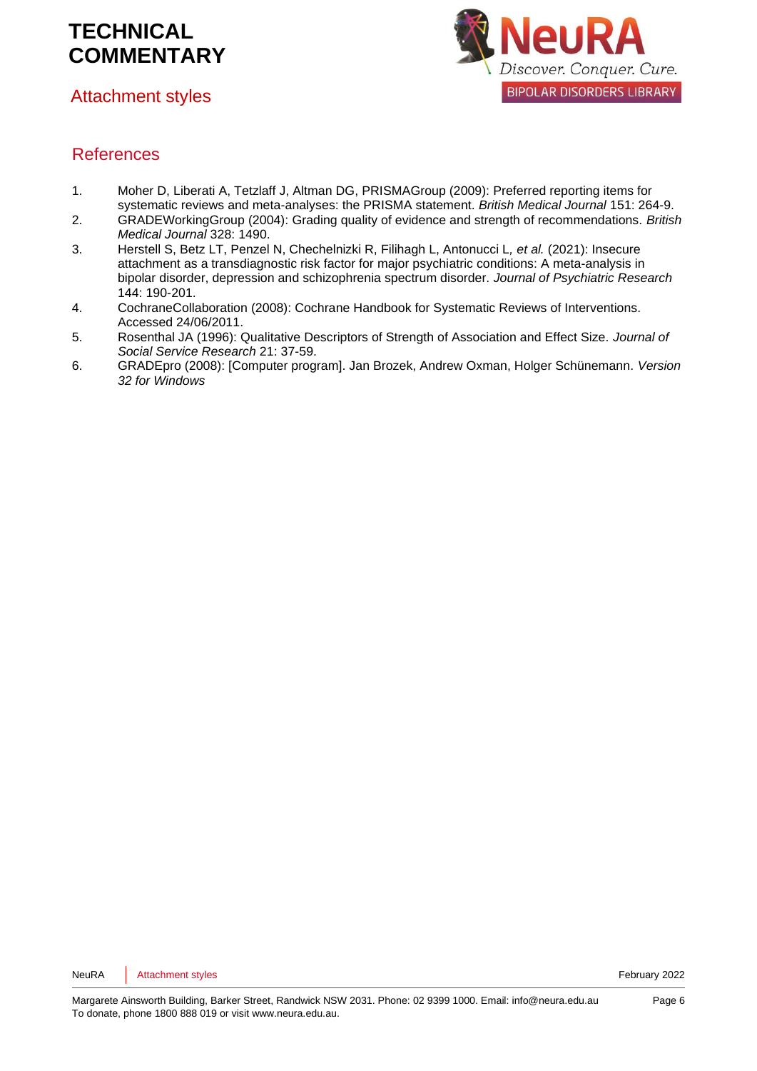## References

1. Moher D, Liberati A, Tetzlaff J, Altman DG, PRISMAGroup (2009): Preferred reporting items for systematic reviews and meta-analyses: the PRISMA statement. *British Medical Journal* 151: 264-9.
2. GRADEWorkingGroup (2004): Grading quality of evidence and strength of recommendations. *British Medical Journal* 328: 1490.
3. Herstell S, Betz LT, Penzel N, Chechelnizki R, Filihagh L, Antonucci L, *et al.* (2021): Insecure attachment as a transdiagnostic risk factor for major psychiatric conditions: A meta-analysis in bipolar disorder, depression and schizophrenia spectrum disorder. *Journal of Psychiatric Research* 144: 190-201.
4. CochraneCollaboration (2008): Cochrane Handbook for Systematic Reviews of Interventions. Accessed 24/06/2011.
5. Rosenthal JA (1996): Qualitative Descriptors of Strength of Association and Effect Size. *Journal of Social Service Research* 21: 37-59.
6. GRADEpro (2008): [Computer program]. Jan Brozek, Andrew Oxman, Holger Schünemann. *Version 32 for Windows*